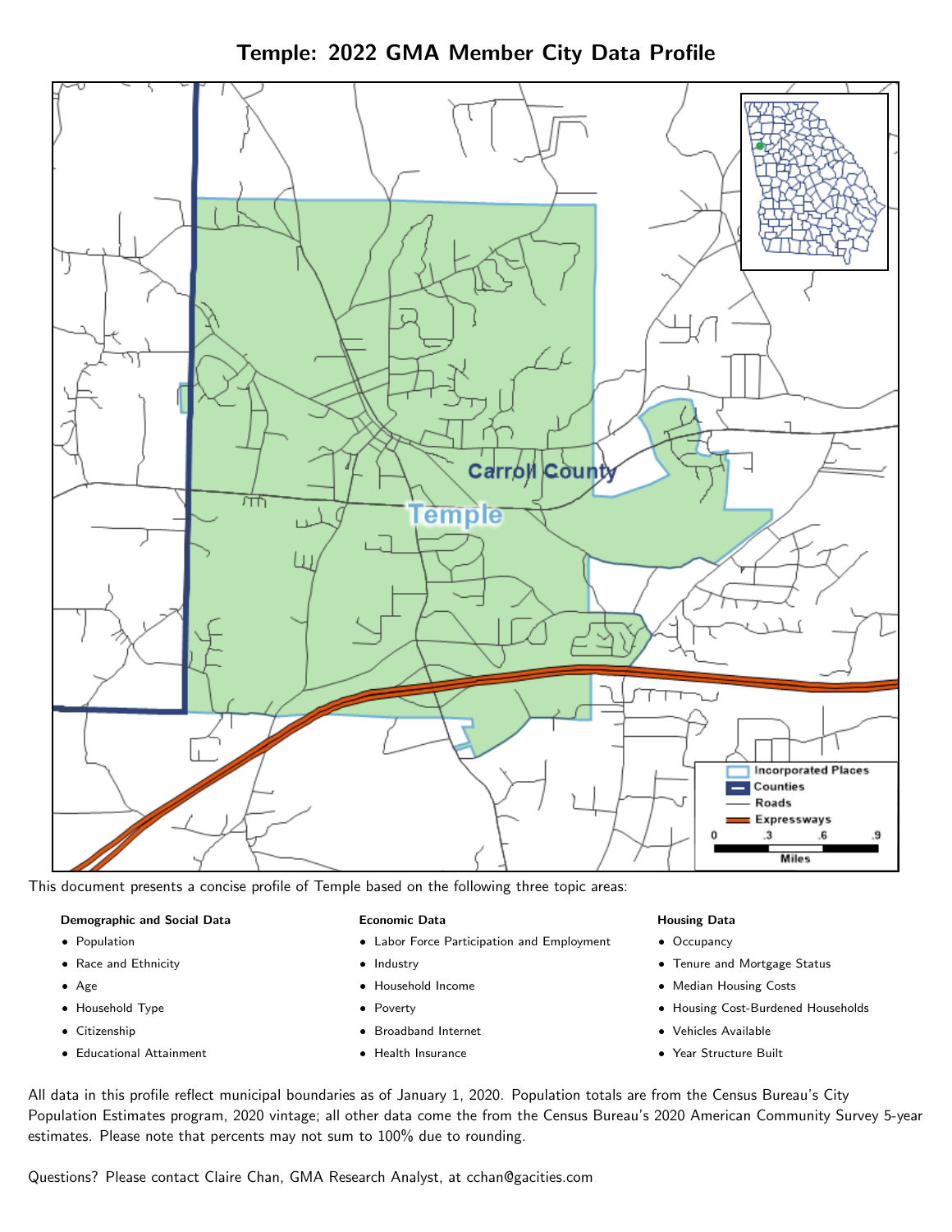# Temple: 2022 GMA Member City Data Profile

This document presents a concise profile of Temple based on the following three topic areas:

**Demographic and Social Data**

- Population
- Race and Ethnicity
- Age
- Household Type
- Citizenship
- Educational Attainment

**Economic Data**

- Labor Force Participation and Employment
- Industry
- Household Income
- Poverty
- Broadband Internet
- Health Insurance

**Housing Data**

- Occupancy
- Tenure and Mortgage Status
- Median Housing Costs
- Housing Cost-Burdened Households
- Vehicles Available
- Year Structure Built

All data in this profile reflect municipal boundaries as of January 1, 2020. Population totals are from the Census Bureau's City Population Estimates program, 2020 vintage; all other data come the from the Census Bureau's 2020 American Community Survey 5-year estimates. Please note that percents may not sum to 100% due to rounding.

Questions? Please contact Claire Chan, GMA Research Analyst, at cchan@gacities.com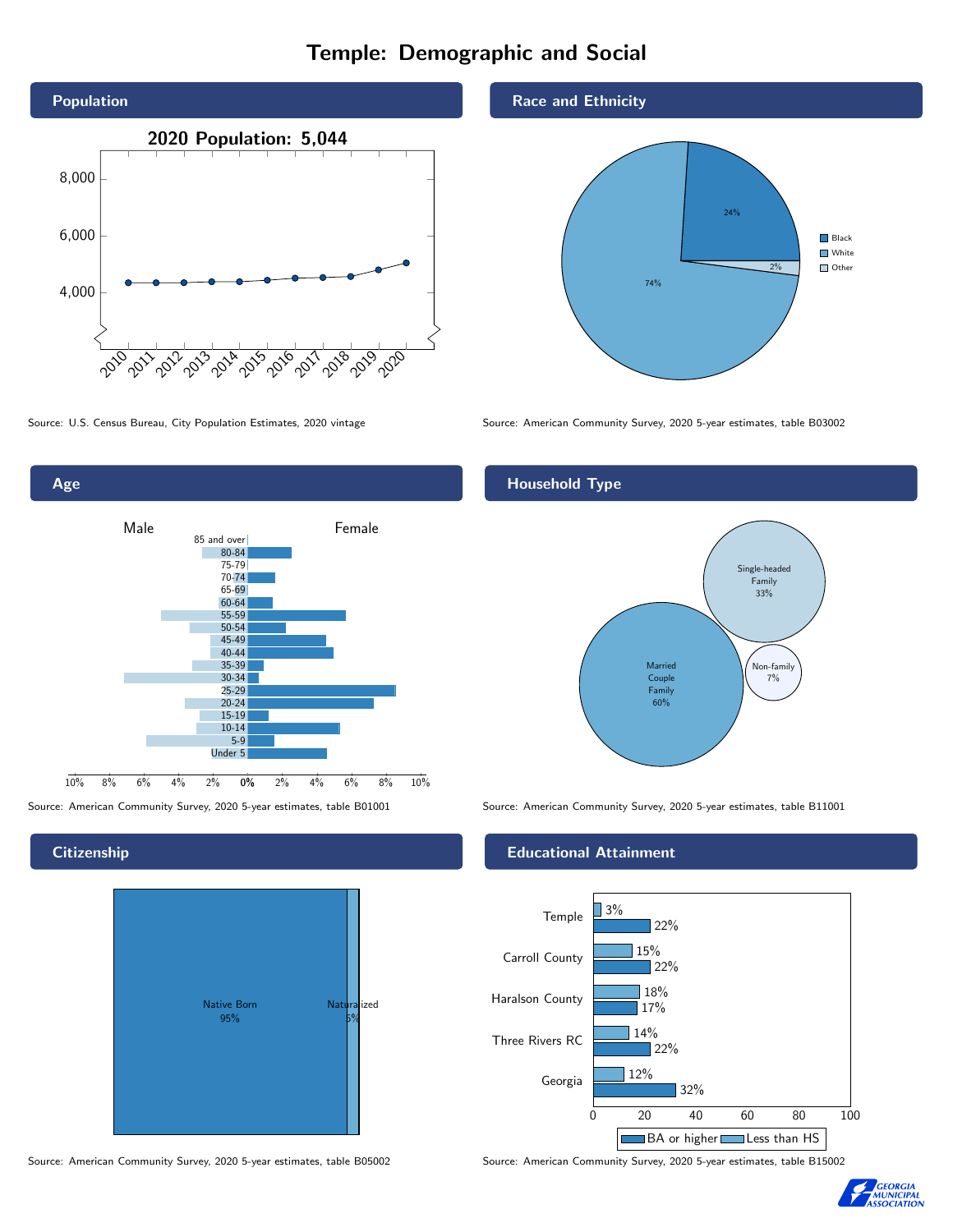# Temple: Demographic and Social

## Population

2020 Population: 5,044

Source: U.S. Census Bureau, City Population Estimates, 2020 vintage

## Race and Ethnicity

| Race | Percent |
|---|---|
| Black | 24% |
| White | 74% |
| Other | 2% |

Source: American Community Survey, 2020 5-year estimates, table B03002

## Age

Source: American Community Survey, 2020 5-year estimates, table B01001

## Household Type

| Household Type | Percent |
|---|---|
| Married Couple Family | 60% |
| Single-headed Family | 33% |
| Non-family | 7% |

Source: American Community Survey, 2020 5-year estimates, table B11001

## Citizenship

| Citizenship | Percent |
|---|---|
| Native Born | 95% |
| Naturalized | 5% |

Source: American Community Survey, 2020 5-year estimates, table B05002

## Educational Attainment

| Area | Less than HS | BA or higher |
|---|---|---|
| Temple | 3% | 22% |
| Carroll County | 15% | 22% |
| Haralson County | 18% | 17% |
| Three Rivers RC | 14% | 22% |
| Georgia | 12% | 32% |

Source: American Community Survey, 2020 5-year estimates, table B15002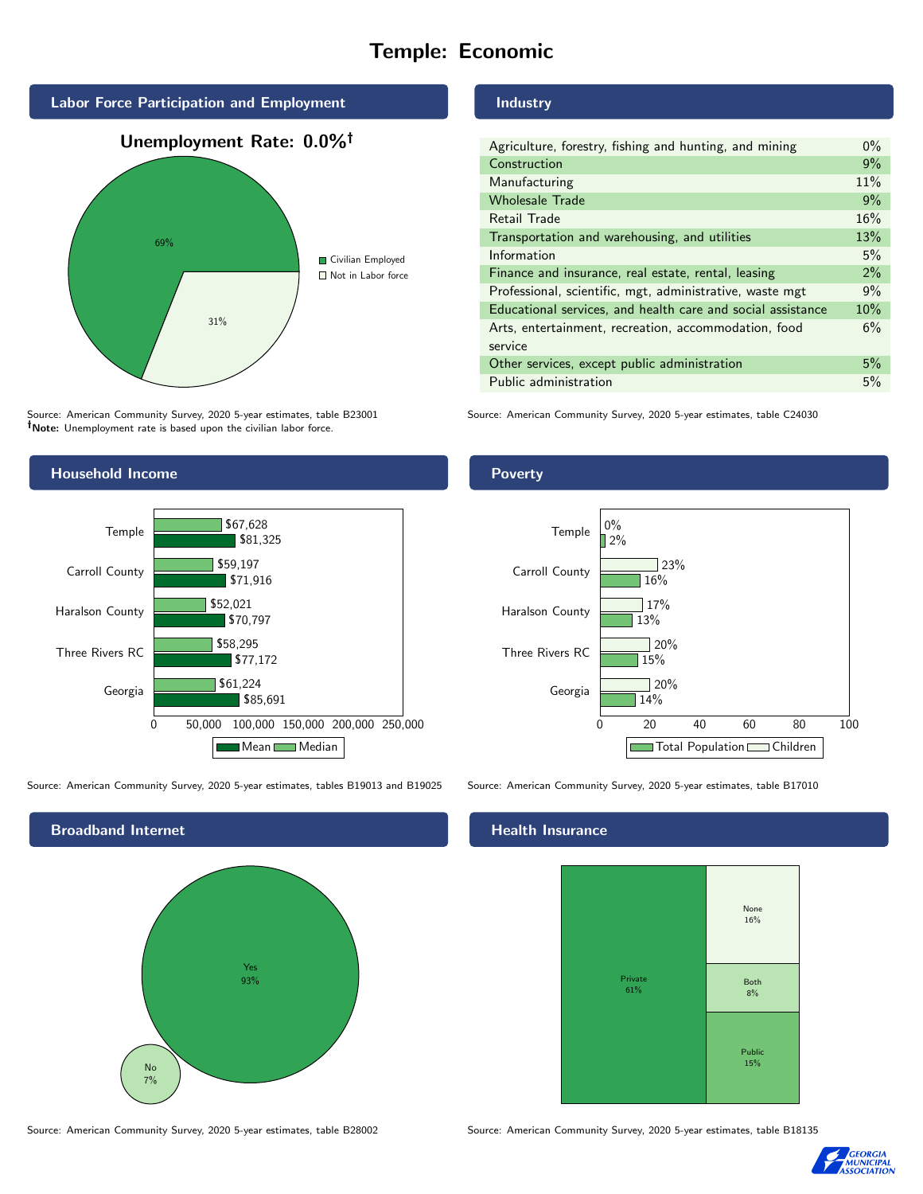# Temple: Economic

## Labor Force Participation and Employment

**Unemployment Rate: 0.0%†**

| Category | Percent |
|---|---|
| Civilian Employed | 69% |
| Not in Labor force | 31% |

Source: American Community Survey, 2020 5-year estimates, table B23001
**†Note:** Unemployment rate is based upon the civilian labor force.

## Industry

| Industry | Percent |
|---|---|
| Agriculture, forestry, fishing and hunting, and mining | 0% |
| Construction | 9% |
| Manufacturing | 11% |
| Wholesale Trade | 9% |
| Retail Trade | 16% |
| Transportation and warehousing, and utilities | 13% |
| Information | 5% |
| Finance and insurance, real estate, rental, leasing | 2% |
| Professional, scientific, mgt, administrative, waste mgt | 9% |
| Educational services, and health care and social assistance | 10% |
| Arts, entertainment, recreation, accommodation, food service | 6% |
| Other services, except public administration | 5% |
| Public administration | 5% |

Source: American Community Survey, 2020 5-year estimates, table C24030

## Household Income

| Area | Median | Mean |
|---|---|---|
| Temple | $67,628 | $81,325 |
| Carroll County | $59,197 | $71,916 |
| Haralson County | $52,021 | $70,797 |
| Three Rivers RC | $58,295 | $77,172 |
| Georgia | $61,224 | $85,691 |

Source: American Community Survey, 2020 5-year estimates, tables B19013 and B19025

## Poverty

| Area | Children | Total Population |
|---|---|---|
| Temple | 0% | 2% |
| Carroll County | 23% | 16% |
| Haralson County | 17% | 13% |
| Three Rivers RC | 20% | 15% |
| Georgia | 20% | 14% |

Source: American Community Survey, 2020 5-year estimates, table B17010

## Broadband Internet

| Response | Percent |
|---|---|
| Yes | 93% |
| No | 7% |

Source: American Community Survey, 2020 5-year estimates, table B28002

## Health Insurance

| Type | Percent |
|---|---|
| Private | 61% |
| None | 16% |
| Both | 8% |
| Public | 15% |

Source: American Community Survey, 2020 5-year estimates, table B18135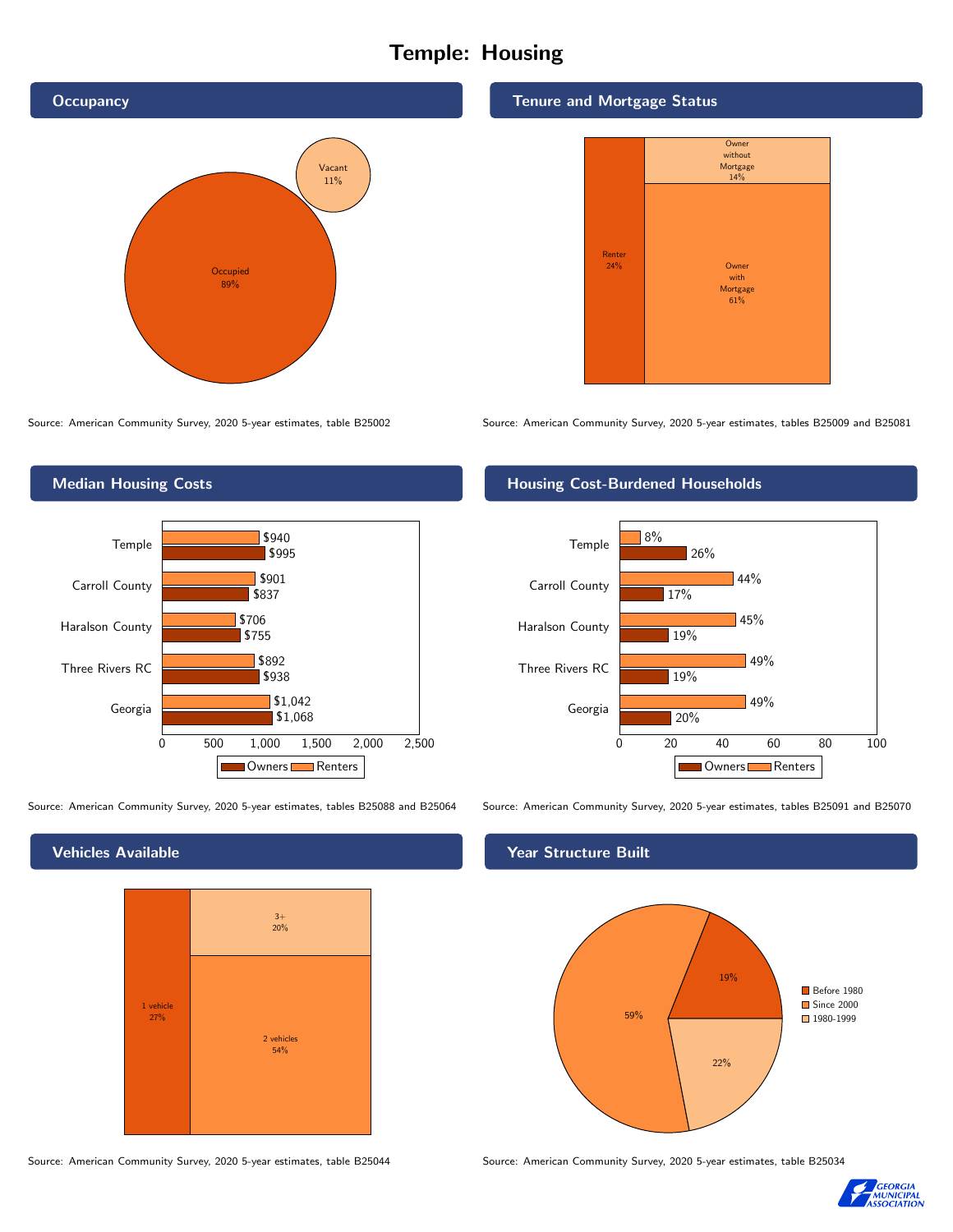# Temple: Housing

## Occupancy

Vacant
11%

Occupied
89%

Source: American Community Survey, 2020 5-year estimates, table B25002

## Tenure and Mortgage Status

Owner
without
Mortgage
14%

Renter
24%

Owner
with
Mortgage
61%

Source: American Community Survey, 2020 5-year estimates, tables B25009 and B25081

## Median Housing Costs

Temple
$940
$995

Carroll County
$901
$837

Haralson County
$706
$755

Three Rivers RC
$892
$938

Georgia
$1,042
$1,068

0
500
1,000
1,500
2,000
2,500

Owners
Renters

Source: American Community Survey, 2020 5-year estimates, tables B25088 and B25064

## Housing Cost-Burdened Households

Temple
8%
26%

Carroll County
44%
17%

Haralson County
45%
19%

Three Rivers RC
49%
19%

Georgia
49%
20%

0
20
40
60
80
100

Owners
Renters

Source: American Community Survey, 2020 5-year estimates, tables B25091 and B25070

## Vehicles Available

3+
20%

1 vehicle
27%

2 vehicles
54%

Source: American Community Survey, 2020 5-year estimates, table B25044

## Year Structure Built

19%

59%

22%

Before 1980
Since 2000
1980-1999

Source: American Community Survey, 2020 5-year estimates, table B25034

GEORGIA MUNICIPAL ASSOCIATION